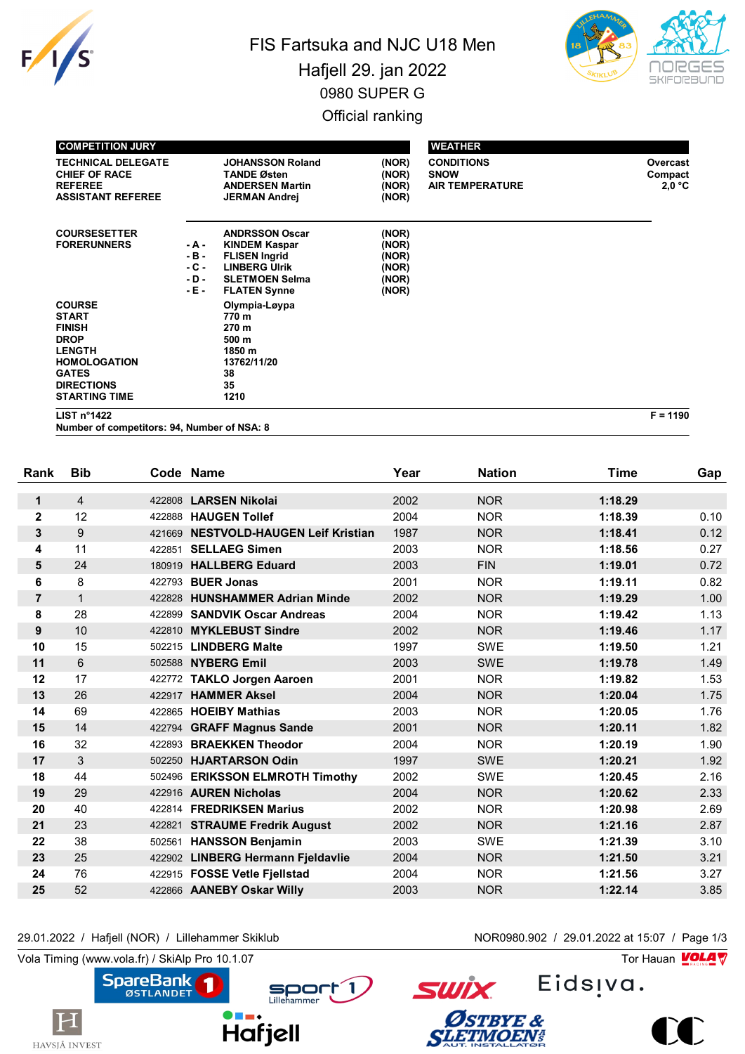# FIS Fartsuka and NJC U18 Men

## Hafjell 29. jan 2022

## 0980 SUPER G

## Official ranking

| COMPETITION JURY | | | |
|---|---|---|---|
| TECHNICAL DELEGATE | | JOHANSSON Roland | (NOR) |
| CHIEF OF RACE | | TANDE Østen | (NOR) |
| REFEREE | | ANDERSEN Martin | (NOR) |
| ASSISTANT REFEREE | | JERMAN Andrej | (NOR) |
| COURSESETTER | | ANDRSSON Oscar | (NOR) |
| FORERUNNERS | - A - | KINDEM Kaspar | (NOR) |
| | - B - | FLISEN Ingrid | (NOR) |
| | - C - | LINBERG Ulrik | (NOR) |
| | - D - | SLETMOEN Selma | (NOR) |
| | - E - | FLATEN Synne | (NOR) |

| WEATHER | |
|---|---|
| CONDITIONS | Overcast |
| SNOW | Compact |
| AIR TEMPERATURE | 2,0 °C |

| | |
|---|---|
| COURSE | Olympia-Løypa |
| START | 770 m |
| FINISH | 270 m |
| DROP | 500 m |
| LENGTH | 1850 m |
| HOMOLOGATION | 13762/11/20 |
| GATES | 38 |
| DIRECTIONS | 35 |
| STARTING TIME | 1210 |

LIST n°1422 — F = 1190

Number of competitors: 94, Number of NSA: 8

| Rank | Bib | Code | Name | Year | Nation | Time | Gap |
|---|---|---|---|---|---|---|---|
| 1 | 4 | 422808 | LARSEN Nikolai | 2002 | NOR | 1:18.29 | |
| 2 | 12 | 422888 | HAUGEN Tollef | 2004 | NOR | 1:18.39 | 0.10 |
| 3 | 9 | 421669 | NESTVOLD-HAUGEN Leif Kristian | 1987 | NOR | 1:18.41 | 0.12 |
| 4 | 11 | 422851 | SELLAEG Simen | 2003 | NOR | 1:18.56 | 0.27 |
| 5 | 24 | 180919 | HALLBERG Eduard | 2003 | FIN | 1:19.01 | 0.72 |
| 6 | 8 | 422793 | BUER Jonas | 2001 | NOR | 1:19.11 | 0.82 |
| 7 | 1 | 422828 | HUNSHAMMER Adrian Minde | 2002 | NOR | 1:19.29 | 1.00 |
| 8 | 28 | 422899 | SANDVIK Oscar Andreas | 2004 | NOR | 1:19.42 | 1.13 |
| 9 | 10 | 422810 | MYKLEBUST Sindre | 2002 | NOR | 1:19.46 | 1.17 |
| 10 | 15 | 502215 | LINDBERG Malte | 1997 | SWE | 1:19.50 | 1.21 |
| 11 | 6 | 502588 | NYBERG Emil | 2003 | SWE | 1:19.78 | 1.49 |
| 12 | 17 | 422772 | TAKLO Jorgen Aaroen | 2001 | NOR | 1:19.82 | 1.53 |
| 13 | 26 | 422917 | HAMMER Aksel | 2004 | NOR | 1:20.04 | 1.75 |
| 14 | 69 | 422865 | HOEIBY Mathias | 2003 | NOR | 1:20.05 | 1.76 |
| 15 | 14 | 422794 | GRAFF Magnus Sande | 2001 | NOR | 1:20.11 | 1.82 |
| 16 | 32 | 422893 | BRAEKKEN Theodor | 2004 | NOR | 1:20.19 | 1.90 |
| 17 | 3 | 502250 | HJARTARSON Odin | 1997 | SWE | 1:20.21 | 1.92 |
| 18 | 44 | 502496 | ERIKSSON ELMROTH Timothy | 2002 | SWE | 1:20.45 | 2.16 |
| 19 | 29 | 422916 | AUREN Nicholas | 2004 | NOR | 1:20.62 | 2.33 |
| 20 | 40 | 422814 | FREDRIKSEN Marius | 2002 | NOR | 1:20.98 | 2.69 |
| 21 | 23 | 422821 | STRAUME Fredrik August | 2002 | NOR | 1:21.16 | 2.87 |
| 22 | 38 | 502561 | HANSSON Benjamin | 2003 | SWE | 1:21.39 | 3.10 |
| 23 | 25 | 422902 | LINBERG Hermann Fjeldavlie | 2004 | NOR | 1:21.50 | 3.21 |
| 24 | 76 | 422915 | FOSSE Vetle Fjellstad | 2004 | NOR | 1:21.56 | 3.27 |
| 25 | 52 | 422866 | AANEBY Oskar Willy | 2003 | NOR | 1:22.14 | 3.85 |

29.01.2022 / Hafjell (NOR) / Lillehammer Skiklub — NOR0980.902 / 29.01.2022 at 15:07

Vola Timing (www.vola.fr) / SkiAlp Pro 10.1.07 — Tor Hauan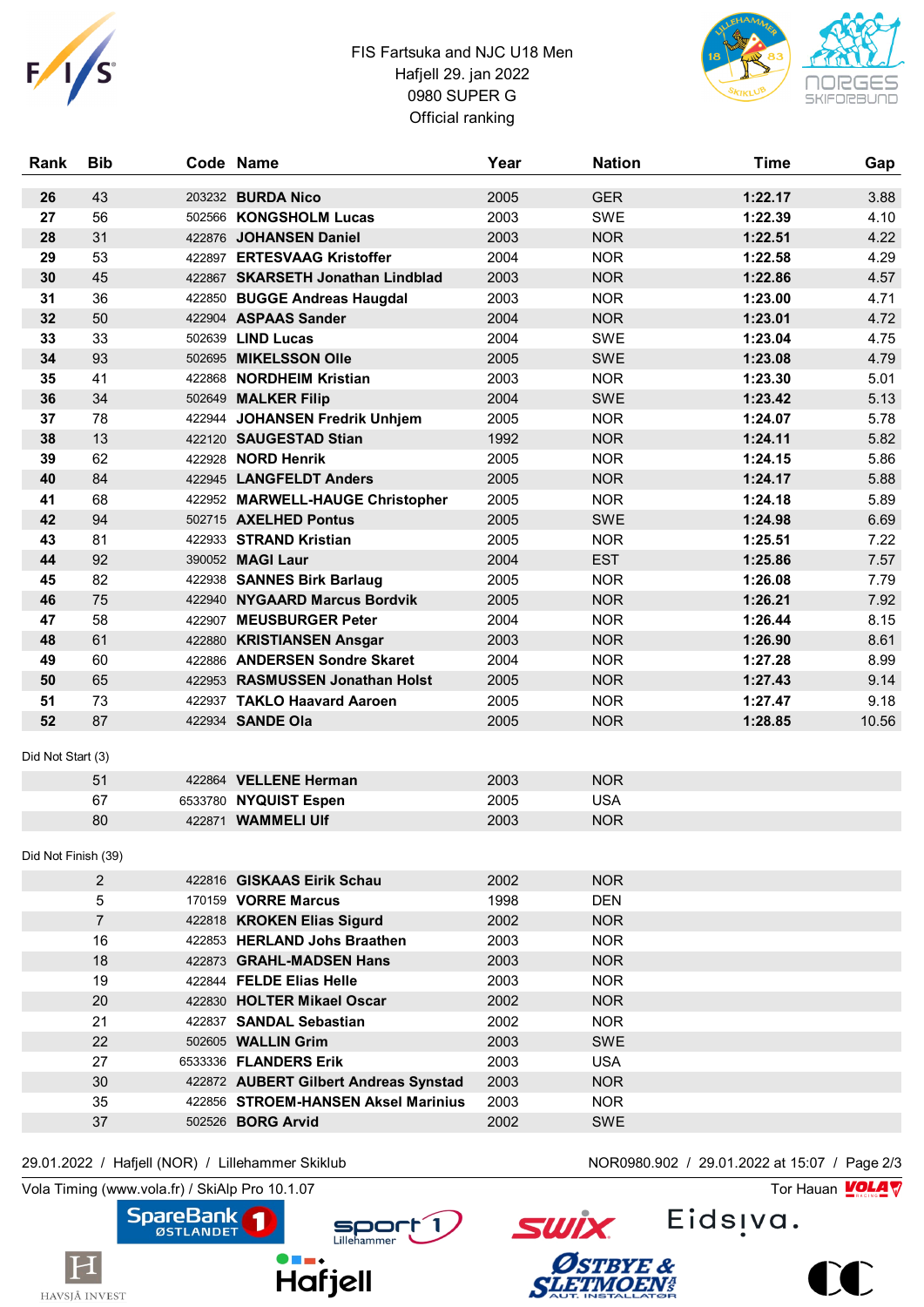FIS Fartsuka and NJC U18 Men
Hafjell 29. jan 2022
0980 SUPER G
Official ranking

| Rank | Bib | Code | Name | Year | Nation | Time | Gap |
|---|---|---|---|---|---|---|---|
| 26 | 43 | 203232 | **BURDA Nico** | 2005 | GER | **1:22.17** | 3.88 |
| 27 | 56 | 502566 | **KONGSHOLM Lucas** | 2003 | SWE | **1:22.39** | 4.10 |
| 28 | 31 | 422876 | **JOHANSEN Daniel** | 2003 | NOR | **1:22.51** | 4.22 |
| 29 | 53 | 422897 | **ERTESVAAG Kristoffer** | 2004 | NOR | **1:22.58** | 4.29 |
| 30 | 45 | 422867 | **SKARSETH Jonathan Lindblad** | 2003 | NOR | **1:22.86** | 4.57 |
| 31 | 36 | 422850 | **BUGGE Andreas Haugdal** | 2003 | NOR | **1:23.00** | 4.71 |
| 32 | 50 | 422904 | **ASPAAS Sander** | 2004 | NOR | **1:23.01** | 4.72 |
| 33 | 33 | 502639 | **LIND Lucas** | 2004 | SWE | **1:23.04** | 4.75 |
| 34 | 93 | 502695 | **MIKELSSON Olle** | 2005 | SWE | **1:23.08** | 4.79 |
| 35 | 41 | 422868 | **NORDHEIM Kristian** | 2003 | NOR | **1:23.30** | 5.01 |
| 36 | 34 | 502649 | **MALKER Filip** | 2004 | SWE | **1:23.42** | 5.13 |
| 37 | 78 | 422944 | **JOHANSEN Fredrik Unhjem** | 2005 | NOR | **1:24.07** | 5.78 |
| 38 | 13 | 422120 | **SAUGESTAD Stian** | 1992 | NOR | **1:24.11** | 5.82 |
| 39 | 62 | 422928 | **NORD Henrik** | 2005 | NOR | **1:24.15** | 5.86 |
| 40 | 84 | 422945 | **LANGFELDT Anders** | 2005 | NOR | **1:24.17** | 5.88 |
| 41 | 68 | 422952 | **MARWELL-HAUGE Christopher** | 2005 | NOR | **1:24.18** | 5.89 |
| 42 | 94 | 502715 | **AXELHED Pontus** | 2005 | SWE | **1:24.98** | 6.69 |
| 43 | 81 | 422933 | **STRAND Kristian** | 2005 | NOR | **1:25.51** | 7.22 |
| 44 | 92 | 390052 | **MAGI Laur** | 2004 | EST | **1:25.86** | 7.57 |
| 45 | 82 | 422938 | **SANNES Birk Barlaug** | 2005 | NOR | **1:26.08** | 7.79 |
| 46 | 75 | 422940 | **NYGAARD Marcus Bordvik** | 2005 | NOR | **1:26.21** | 7.92 |
| 47 | 58 | 422907 | **MEUSBURGER Peter** | 2004 | NOR | **1:26.44** | 8.15 |
| 48 | 61 | 422880 | **KRISTIANSEN Ansgar** | 2003 | NOR | **1:26.90** | 8.61 |
| 49 | 60 | 422886 | **ANDERSEN Sondre Skaret** | 2004 | NOR | **1:27.28** | 8.99 |
| 50 | 65 | 422953 | **RASMUSSEN Jonathan Holst** | 2005 | NOR | **1:27.43** | 9.14 |
| 51 | 73 | 422937 | **TAKLO Haavard Aaroen** | 2005 | NOR | **1:27.47** | 9.18 |
| 52 | 87 | 422934 | **SANDE Ola** | 2005 | NOR | **1:28.85** | 10.56 |

Did Not Start (3)

| Bib | Code | Name | Year | Nation |
|---|---|---|---|---|
| 51 | 422864 | **VELLENE Herman** | 2003 | NOR |
| 67 | 6533780 | **NYQUIST Espen** | 2005 | USA |
| 80 | 422871 | **WAMMELI Ulf** | 2003 | NOR |

Did Not Finish (39)

| Bib | Code | Name | Year | Nation |
|---|---|---|---|---|
| 2 | 422816 | **GISKAAS Eirik Schau** | 2002 | NOR |
| 5 | 170159 | **VORRE Marcus** | 1998 | DEN |
| 7 | 422818 | **KROKEN Elias Sigurd** | 2002 | NOR |
| 16 | 422853 | **HERLAND Johs Braathen** | 2003 | NOR |
| 18 | 422873 | **GRAHL-MADSEN Hans** | 2003 | NOR |
| 19 | 422844 | **FELDE Elias Helle** | 2003 | NOR |
| 20 | 422830 | **HOLTER Mikael Oscar** | 2002 | NOR |
| 21 | 422837 | **SANDAL Sebastian** | 2002 | NOR |
| 22 | 502605 | **WALLIN Grim** | 2003 | SWE |
| 27 | 6533336 | **FLANDERS Erik** | 2003 | USA |
| 30 | 422872 | **AUBERT Gilbert Andreas Synstad** | 2003 | NOR |
| 35 | 422856 | **STROEM-HANSEN Aksel Marinius** | 2003 | NOR |
| 37 | 502526 | **BORG Arvid** | 2002 | SWE |

29.01.2022 / Hafjell (NOR) / Lillehammer Skiklub — NOR0980.902 / 29.01.2022 at 15:07

Vola Timing (www.vola.fr) / SkiAlp Pro 10.1.07 — Tor Hauan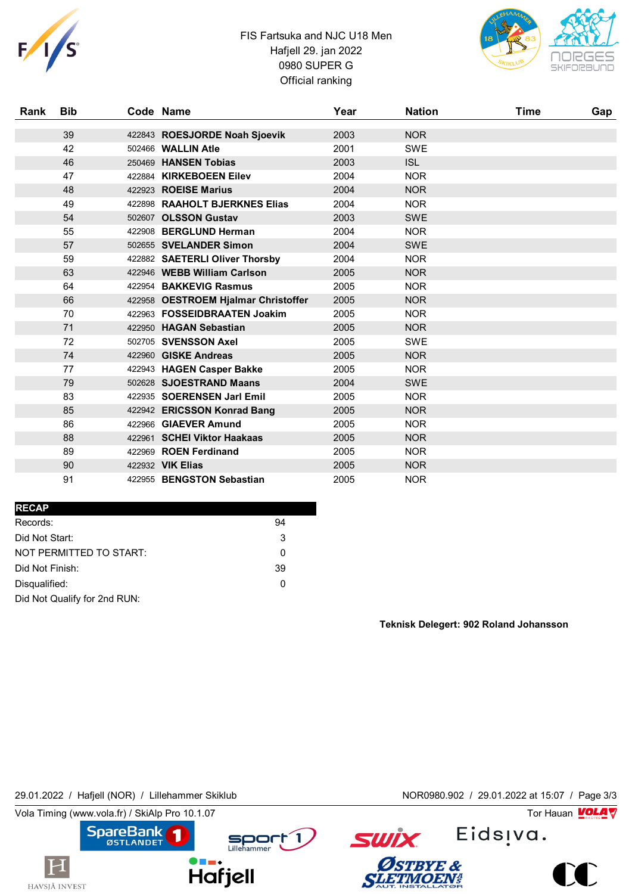FIS Fartsuka and NJC U18 Men
Hafjell 29. jan 2022
0980 SUPER G
Official ranking

| Rank | Bib | Code | Name | Year | Nation | Time | Gap |
|---|---|---|---|---|---|---|---|
| | 39 | 422843 | **ROESJORDE Noah Sjoevik** | 2003 | NOR | | |
| | 42 | 502466 | **WALLIN Atle** | 2001 | SWE | | |
| | 46 | 250469 | **HANSEN Tobias** | 2003 | ISL | | |
| | 47 | 422884 | **KIRKEBOEEN Eilev** | 2004 | NOR | | |
| | 48 | 422923 | **ROEISE Marius** | 2004 | NOR | | |
| | 49 | 422898 | **RAAHOLT BJERKNES Elias** | 2004 | NOR | | |
| | 54 | 502607 | **OLSSON Gustav** | 2003 | SWE | | |
| | 55 | 422908 | **BERGLUND Herman** | 2004 | NOR | | |
| | 57 | 502655 | **SVELANDER Simon** | 2004 | SWE | | |
| | 59 | 422882 | **SAETERLI Oliver Thorsby** | 2004 | NOR | | |
| | 63 | 422946 | **WEBB William Carlson** | 2005 | NOR | | |
| | 64 | 422954 | **BAKKEVIG Rasmus** | 2005 | NOR | | |
| | 66 | 422958 | **OESTROEM Hjalmar Christoffer** | 2005 | NOR | | |
| | 70 | 422963 | **FOSSEIDBRAATEN Joakim** | 2005 | NOR | | |
| | 71 | 422950 | **HAGAN Sebastian** | 2005 | NOR | | |
| | 72 | 502705 | **SVENSSON Axel** | 2005 | SWE | | |
| | 74 | 422960 | **GISKE Andreas** | 2005 | NOR | | |
| | 77 | 422943 | **HAGEN Casper Bakke** | 2005 | NOR | | |
| | 79 | 502628 | **SJOESTRAND Maans** | 2004 | SWE | | |
| | 83 | 422935 | **SOERENSEN Jarl Emil** | 2005 | NOR | | |
| | 85 | 422942 | **ERICSSON Konrad Bang** | 2005 | NOR | | |
| | 86 | 422966 | **GIAEVER Amund** | 2005 | NOR | | |
| | 88 | 422961 | **SCHEI Viktor Haakaas** | 2005 | NOR | | |
| | 89 | 422969 | **ROEN Ferdinand** | 2005 | NOR | | |
| | 90 | 422932 | **VIK Elias** | 2005 | NOR | | |
| | 91 | 422955 | **BENGSTON Sebastian** | 2005 | NOR | | |

| RECAP | |
|---|---|
| Records: | 94 |
| Did Not Start: | 3 |
| NOT PERMITTED TO START: | 0 |
| Did Not Finish: | 39 |
| Disqualified: | 0 |
| Did Not Qualify for 2nd RUN: | |

**Teknisk Delegert: 902 Roland Johansson**

29.01.2022 / Hafjell (NOR) / Lillehammer Skiklub — NOR0980.902 / 29.01.2022 at 15:07

Vola Timing (www.vola.fr) / SkiAlp Pro 10.1.07 — Tor Hauan